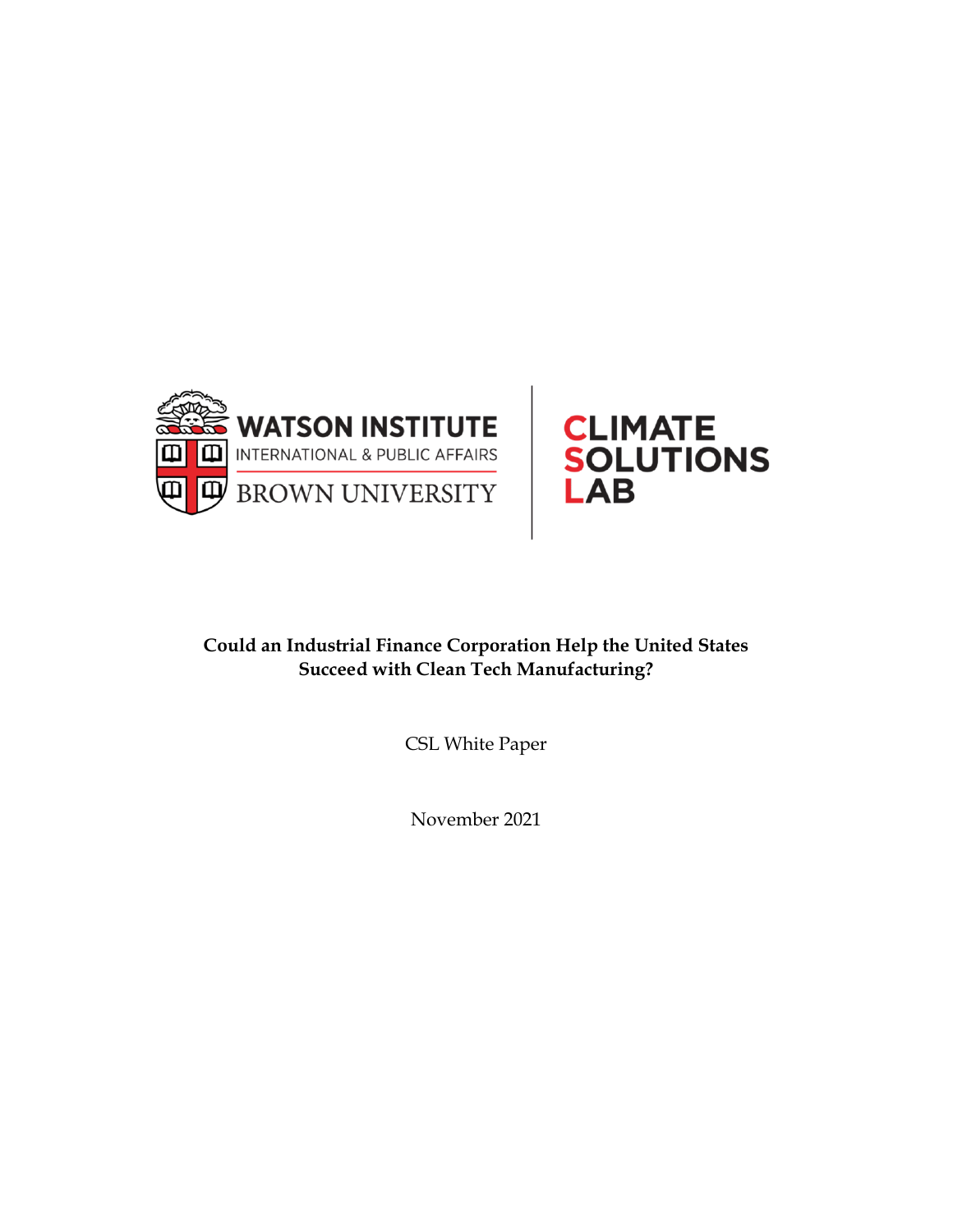WATSON INSTITUTE
INTERNATIONAL & PUBLIC AFFAIRS
BROWN UNIVERSITY

CLIMATE
SOLUTIONS
LAB

**Could an Industrial Finance Corporation Help the United States Succeed with Clean Tech Manufacturing?**

CSL White Paper

November 2021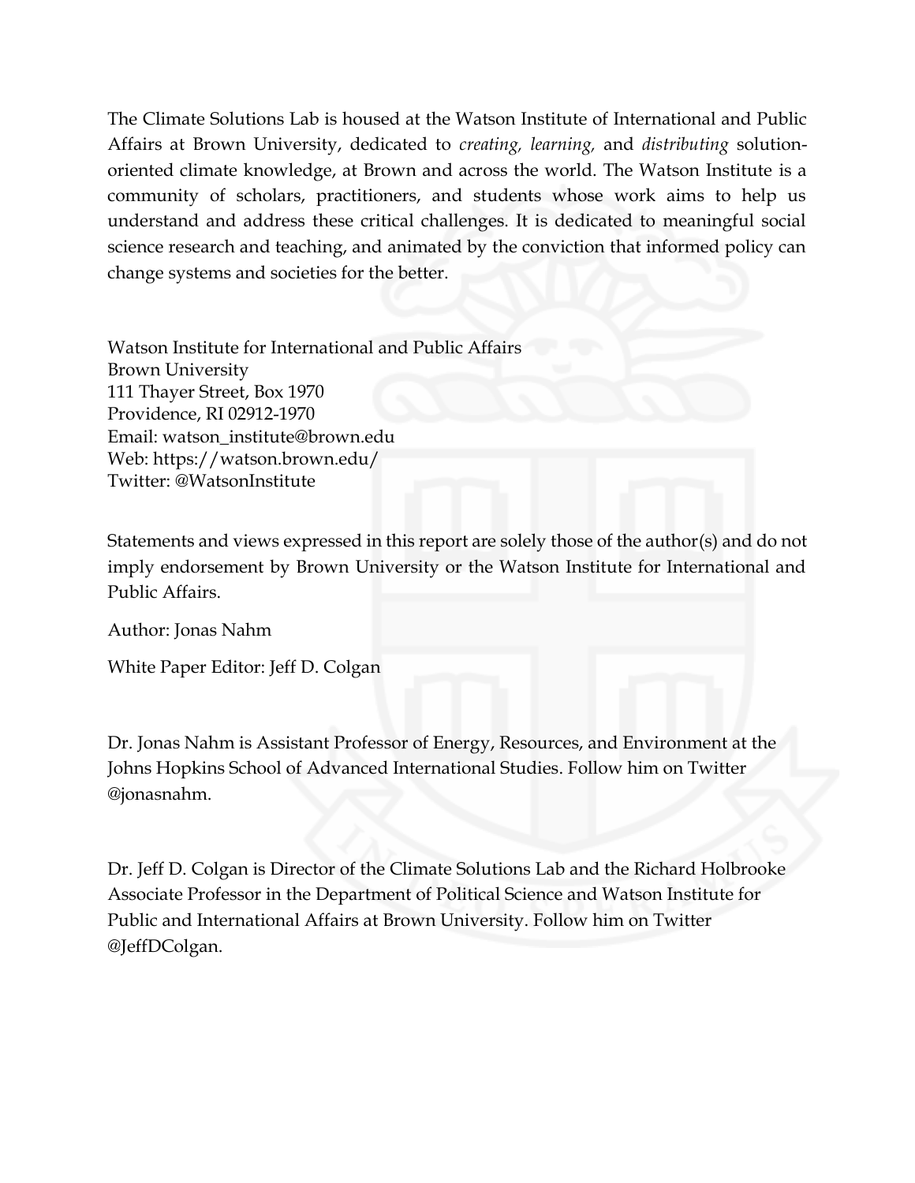The Climate Solutions Lab is housed at the Watson Institute of International and Public Affairs at Brown University, dedicated to *creating, learning,* and *distributing* solution-oriented climate knowledge, at Brown and across the world. The Watson Institute is a community of scholars, practitioners, and students whose work aims to help us understand and address these critical challenges. It is dedicated to meaningful social science research and teaching, and animated by the conviction that informed policy can change systems and societies for the better.

Watson Institute for International and Public Affairs
Brown University
111 Thayer Street, Box 1970
Providence, RI 02912-1970
Email: watson_institute@brown.edu
Web: https://watson.brown.edu/
Twitter: @WatsonInstitute

Statements and views expressed in this report are solely those of the author(s) and do not imply endorsement by Brown University or the Watson Institute for International and Public Affairs.

Author: Jonas Nahm

White Paper Editor: Jeff D. Colgan

Dr. Jonas Nahm is Assistant Professor of Energy, Resources, and Environment at the Johns Hopkins School of Advanced International Studies. Follow him on Twitter @jonasnahm.

Dr. Jeff D. Colgan is Director of the Climate Solutions Lab and the Richard Holbrooke Associate Professor in the Department of Political Science and Watson Institute for Public and International Affairs at Brown University. Follow him on Twitter @JeffDColgan.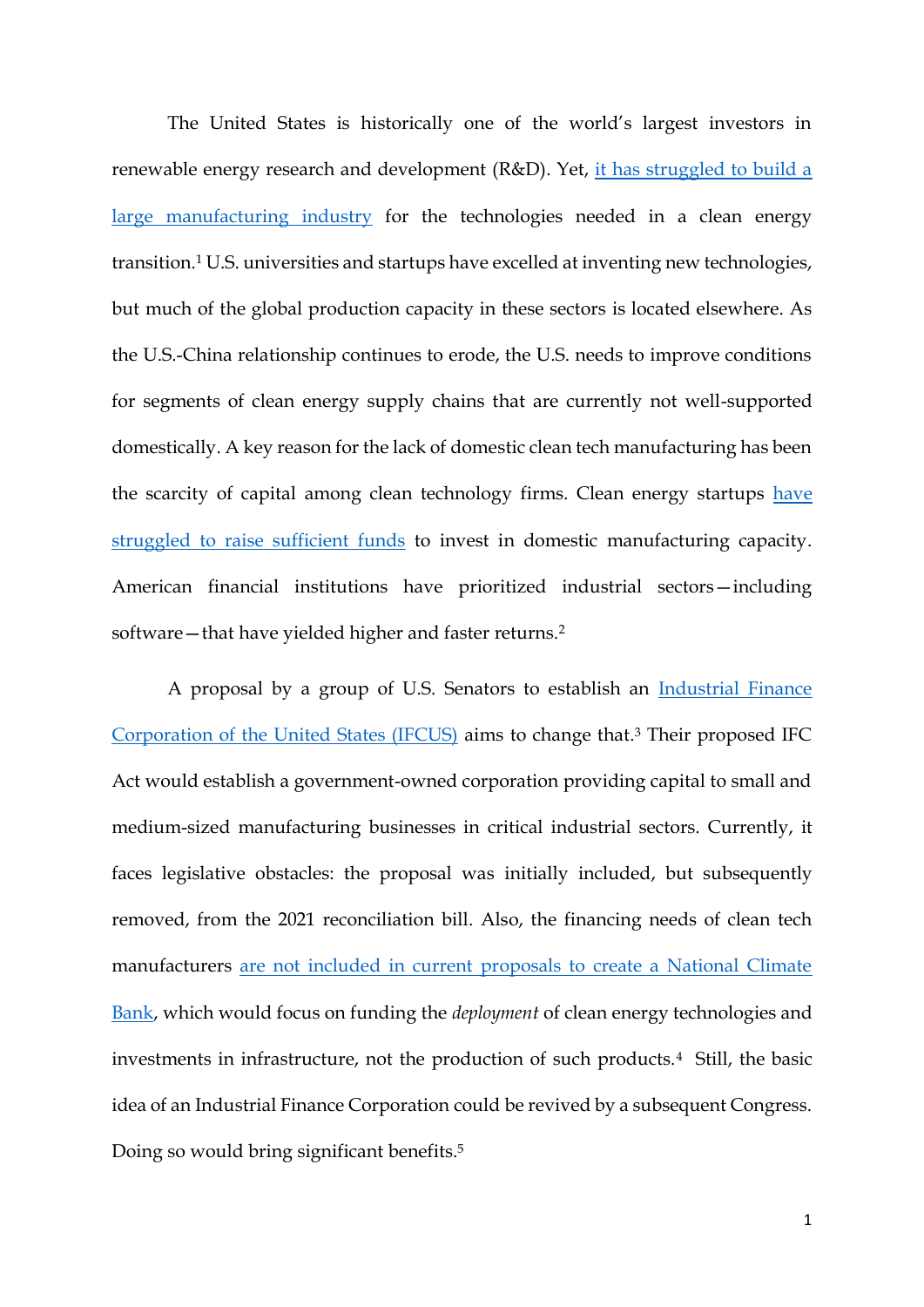The United States is historically one of the world's largest investors in renewable energy research and development (R&D). Yet, it has struggled to build a large manufacturing industry for the technologies needed in a clean energy transition.[1] U.S. universities and startups have excelled at inventing new technologies, but much of the global production capacity in these sectors is located elsewhere. As the U.S.-China relationship continues to erode, the U.S. needs to improve conditions for segments of clean energy supply chains that are currently not well-supported domestically. A key reason for the lack of domestic clean tech manufacturing has been the scarcity of capital among clean technology firms. Clean energy startups have struggled to raise sufficient funds to invest in domestic manufacturing capacity. American financial institutions have prioritized industrial sectors—including software—that have yielded higher and faster returns.[2]

A proposal by a group of U.S. Senators to establish an Industrial Finance Corporation of the United States (IFCUS) aims to change that.[3] Their proposed IFC Act would establish a government-owned corporation providing capital to small and medium-sized manufacturing businesses in critical industrial sectors. Currently, it faces legislative obstacles: the proposal was initially included, but subsequently removed, from the 2021 reconciliation bill. Also, the financing needs of clean tech manufacturers are not included in current proposals to create a National Climate Bank, which would focus on funding the *deployment* of clean energy technologies and investments in infrastructure, not the production of such products.[4] Still, the basic idea of an Industrial Finance Corporation could be revived by a subsequent Congress. Doing so would bring significant benefits.[5]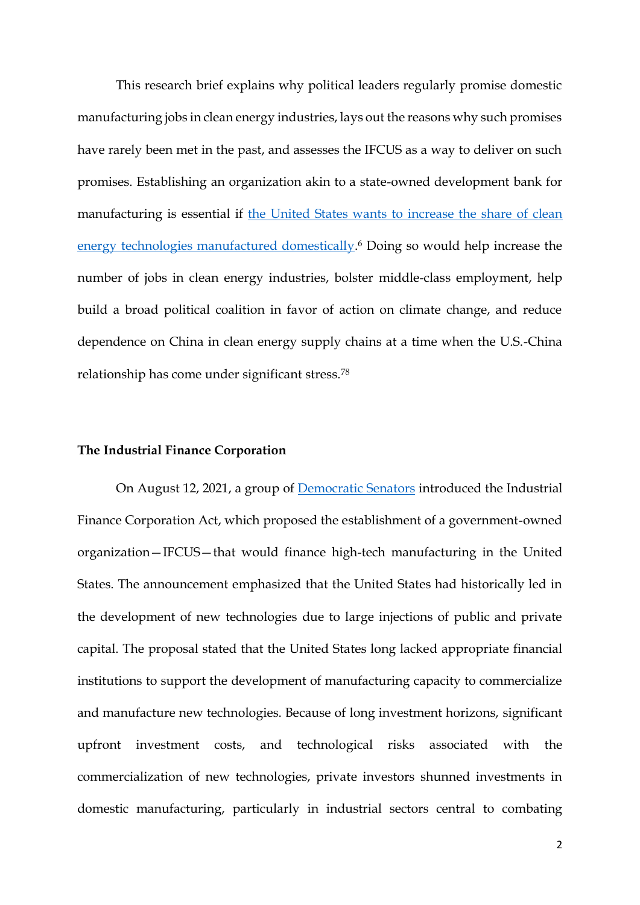This research brief explains why political leaders regularly promise domestic manufacturing jobs in clean energy industries, lays out the reasons why such promises have rarely been met in the past, and assesses the IFCUS as a way to deliver on such promises. Establishing an organization akin to a state-owned development bank for manufacturing is essential if the United States wants to increase the share of clean energy technologies manufactured domestically.[6] Doing so would help increase the number of jobs in clean energy industries, bolster middle-class employment, help build a broad political coalition in favor of action on climate change, and reduce dependence on China in clean energy supply chains at a time when the U.S.-China relationship has come under significant stress.[78]

### The Industrial Finance Corporation

On August 12, 2021, a group of Democratic Senators introduced the Industrial Finance Corporation Act, which proposed the establishment of a government-owned organization—IFCUS—that would finance high-tech manufacturing in the United States. The announcement emphasized that the United States had historically led in the development of new technologies due to large injections of public and private capital. The proposal stated that the United States long lacked appropriate financial institutions to support the development of manufacturing capacity to commercialize and manufacture new technologies. Because of long investment horizons, significant upfront investment costs, and technological risks associated with the commercialization of new technologies, private investors shunned investments in domestic manufacturing, particularly in industrial sectors central to combating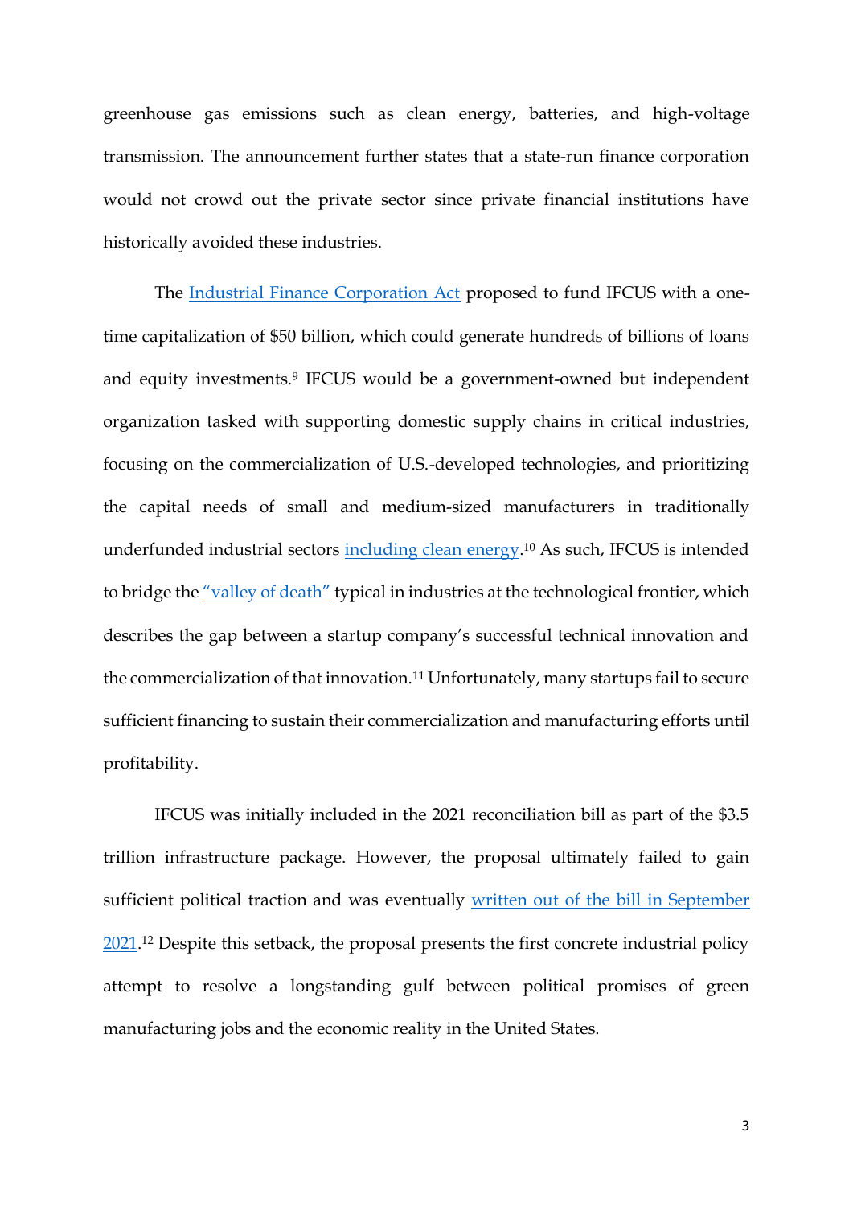greenhouse gas emissions such as clean energy, batteries, and high-voltage transmission. The announcement further states that a state-run finance corporation would not crowd out the private sector since private financial institutions have historically avoided these industries.

The Industrial Finance Corporation Act proposed to fund IFCUS with a one-time capitalization of $50 billion, which could generate hundreds of billions of loans and equity investments.[9] IFCUS would be a government-owned but independent organization tasked with supporting domestic supply chains in critical industries, focusing on the commercialization of U.S.-developed technologies, and prioritizing the capital needs of small and medium-sized manufacturers in traditionally underfunded industrial sectors including clean energy.[10] As such, IFCUS is intended to bridge the "valley of death" typical in industries at the technological frontier, which describes the gap between a startup company's successful technical innovation and the commercialization of that innovation.[11] Unfortunately, many startups fail to secure sufficient financing to sustain their commercialization and manufacturing efforts until profitability.

IFCUS was initially included in the 2021 reconciliation bill as part of the $3.5 trillion infrastructure package. However, the proposal ultimately failed to gain sufficient political traction and was eventually written out of the bill in September 2021.[12] Despite this setback, the proposal presents the first concrete industrial policy attempt to resolve a longstanding gulf between political promises of green manufacturing jobs and the economic reality in the United States.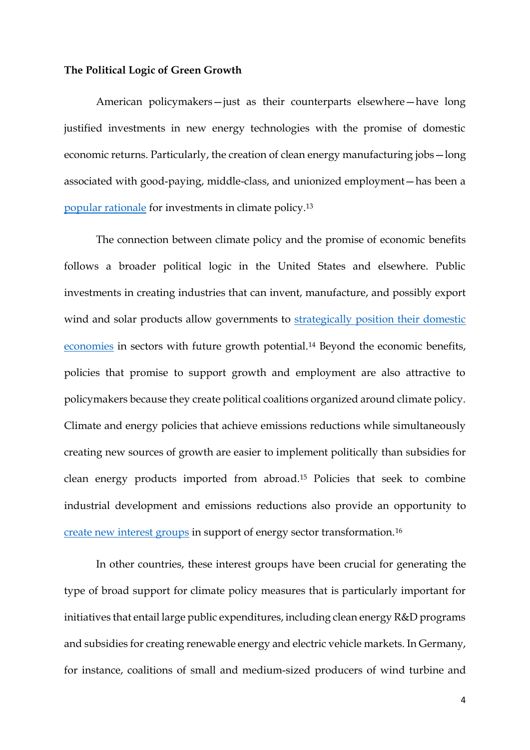**The Political Logic of Green Growth**

American policymakers—just as their counterparts elsewhere—have long justified investments in new energy technologies with the promise of domestic economic returns. Particularly, the creation of clean energy manufacturing jobs—long associated with good-paying, middle-class, and unionized employment—has been a popular rationale for investments in climate policy.[13]

The connection between climate policy and the promise of economic benefits follows a broader political logic in the United States and elsewhere. Public investments in creating industries that can invent, manufacture, and possibly export wind and solar products allow governments to strategically position their domestic economies in sectors with future growth potential.[14] Beyond the economic benefits, policies that promise to support growth and employment are also attractive to policymakers because they create political coalitions organized around climate policy. Climate and energy policies that achieve emissions reductions while simultaneously creating new sources of growth are easier to implement politically than subsidies for clean energy products imported from abroad.[15] Policies that seek to combine industrial development and emissions reductions also provide an opportunity to create new interest groups in support of energy sector transformation.[16]

In other countries, these interest groups have been crucial for generating the type of broad support for climate policy measures that is particularly important for initiatives that entail large public expenditures, including clean energy R&D programs and subsidies for creating renewable energy and electric vehicle markets. In Germany, for instance, coalitions of small and medium-sized producers of wind turbine and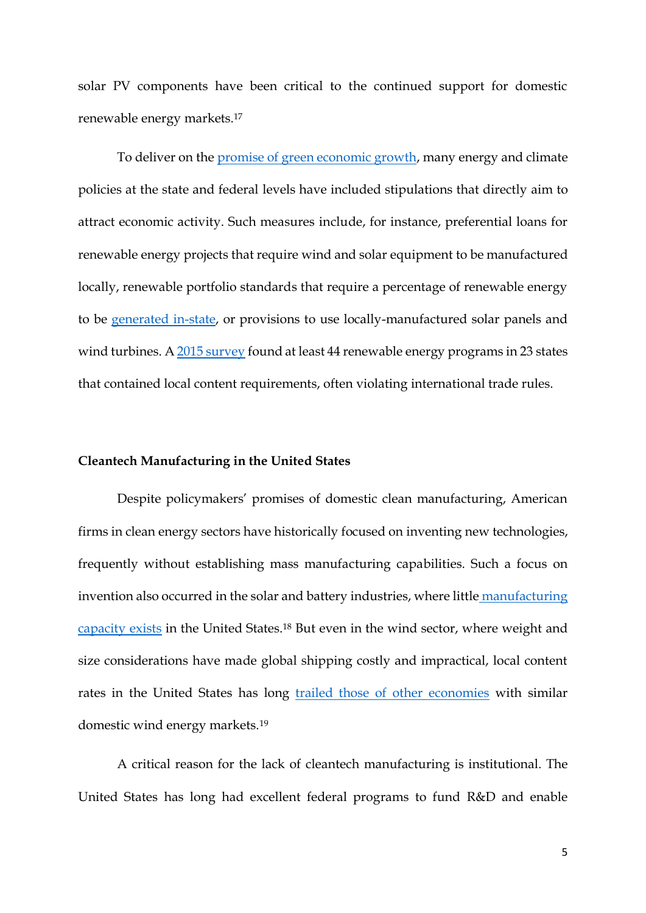solar PV components have been critical to the continued support for domestic renewable energy markets.[17]

To deliver on the promise of green economic growth, many energy and climate policies at the state and federal levels have included stipulations that directly aim to attract economic activity. Such measures include, for instance, preferential loans for renewable energy projects that require wind and solar equipment to be manufactured locally, renewable portfolio standards that require a percentage of renewable energy to be generated in-state, or provisions to use locally-manufactured solar panels and wind turbines. A 2015 survey found at least 44 renewable energy programs in 23 states that contained local content requirements, often violating international trade rules.

**Cleantech Manufacturing in the United States**

Despite policymakers' promises of domestic clean manufacturing, American firms in clean energy sectors have historically focused on inventing new technologies, frequently without establishing mass manufacturing capabilities. Such a focus on invention also occurred in the solar and battery industries, where little manufacturing capacity exists in the United States.[18] But even in the wind sector, where weight and size considerations have made global shipping costly and impractical, local content rates in the United States has long trailed those of other economies with similar domestic wind energy markets.[19]

A critical reason for the lack of cleantech manufacturing is institutional. The United States has long had excellent federal programs to fund R&D and enable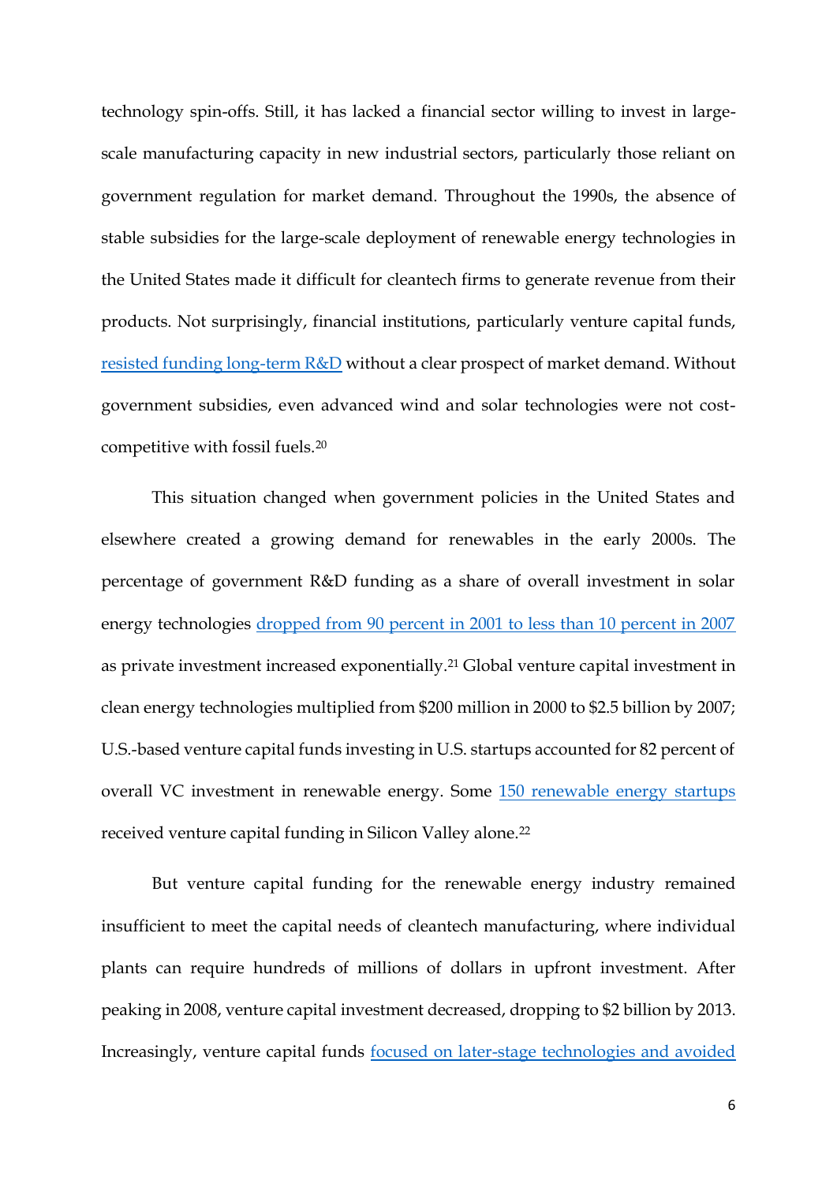technology spin-offs. Still, it has lacked a financial sector willing to invest in large-scale manufacturing capacity in new industrial sectors, particularly those reliant on government regulation for market demand. Throughout the 1990s, the absence of stable subsidies for the large-scale deployment of renewable energy technologies in the United States made it difficult for cleantech firms to generate revenue from their products. Not surprisingly, financial institutions, particularly venture capital funds, resisted funding long-term R&D without a clear prospect of market demand. Without government subsidies, even advanced wind and solar technologies were not cost-competitive with fossil fuels.[20]

This situation changed when government policies in the United States and elsewhere created a growing demand for renewables in the early 2000s. The percentage of government R&D funding as a share of overall investment in solar energy technologies dropped from 90 percent in 2001 to less than 10 percent in 2007 as private investment increased exponentially.[21] Global venture capital investment in clean energy technologies multiplied from $200 million in 2000 to $2.5 billion by 2007; U.S.-based venture capital funds investing in U.S. startups accounted for 82 percent of overall VC investment in renewable energy. Some 150 renewable energy startups received venture capital funding in Silicon Valley alone.[22]

But venture capital funding for the renewable energy industry remained insufficient to meet the capital needs of cleantech manufacturing, where individual plants can require hundreds of millions of dollars in upfront investment. After peaking in 2008, venture capital investment decreased, dropping to $2 billion by 2013. Increasingly, venture capital funds focused on later-stage technologies and avoided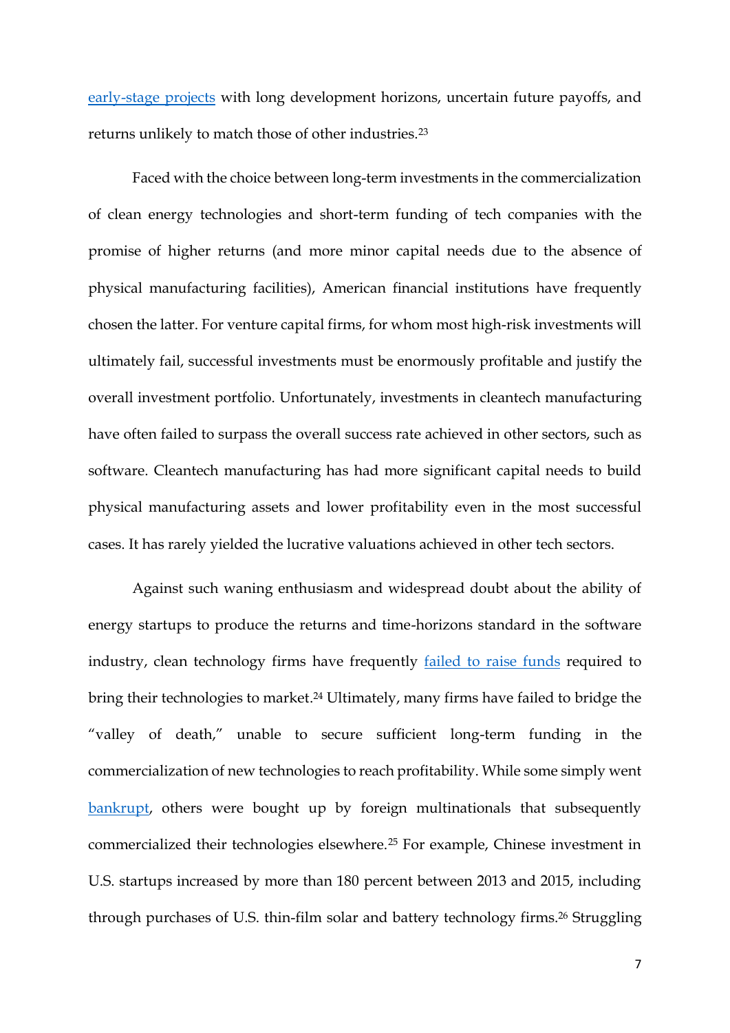early-stage projects with long development horizons, uncertain future payoffs, and returns unlikely to match those of other industries.[23]

Faced with the choice between long-term investments in the commercialization of clean energy technologies and short-term funding of tech companies with the promise of higher returns (and more minor capital needs due to the absence of physical manufacturing facilities), American financial institutions have frequently chosen the latter. For venture capital firms, for whom most high-risk investments will ultimately fail, successful investments must be enormously profitable and justify the overall investment portfolio. Unfortunately, investments in cleantech manufacturing have often failed to surpass the overall success rate achieved in other sectors, such as software. Cleantech manufacturing has had more significant capital needs to build physical manufacturing assets and lower profitability even in the most successful cases. It has rarely yielded the lucrative valuations achieved in other tech sectors.

Against such waning enthusiasm and widespread doubt about the ability of energy startups to produce the returns and time-horizons standard in the software industry, clean technology firms have frequently failed to raise funds required to bring their technologies to market.[24] Ultimately, many firms have failed to bridge the "valley of death," unable to secure sufficient long-term funding in the commercialization of new technologies to reach profitability. While some simply went bankrupt, others were bought up by foreign multinationals that subsequently commercialized their technologies elsewhere.[25] For example, Chinese investment in U.S. startups increased by more than 180 percent between 2013 and 2015, including through purchases of U.S. thin-film solar and battery technology firms.[26] Struggling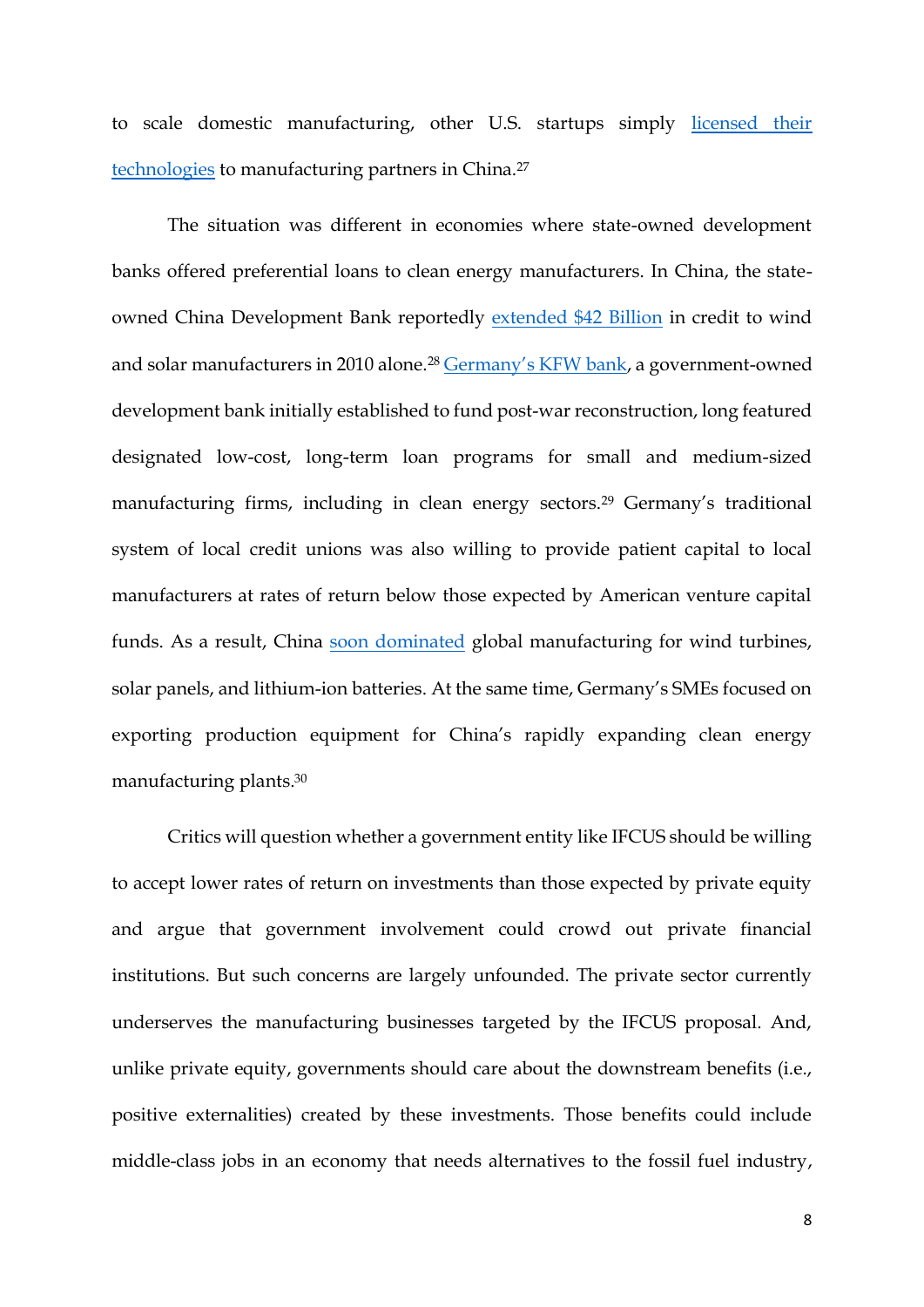to scale domestic manufacturing, other U.S. startups simply licensed their technologies to manufacturing partners in China.[27]

The situation was different in economies where state-owned development banks offered preferential loans to clean energy manufacturers. In China, the state-owned China Development Bank reportedly extended $42 Billion in credit to wind and solar manufacturers in 2010 alone.[28] Germany's KFW bank, a government-owned development bank initially established to fund post-war reconstruction, long featured designated low-cost, long-term loan programs for small and medium-sized manufacturing firms, including in clean energy sectors.[29] Germany's traditional system of local credit unions was also willing to provide patient capital to local manufacturers at rates of return below those expected by American venture capital funds. As a result, China soon dominated global manufacturing for wind turbines, solar panels, and lithium-ion batteries. At the same time, Germany's SMEs focused on exporting production equipment for China's rapidly expanding clean energy manufacturing plants.[30]

Critics will question whether a government entity like IFCUS should be willing to accept lower rates of return on investments than those expected by private equity and argue that government involvement could crowd out private financial institutions. But such concerns are largely unfounded. The private sector currently underserves the manufacturing businesses targeted by the IFCUS proposal. And, unlike private equity, governments should care about the downstream benefits (i.e., positive externalities) created by these investments. Those benefits could include middle-class jobs in an economy that needs alternatives to the fossil fuel industry,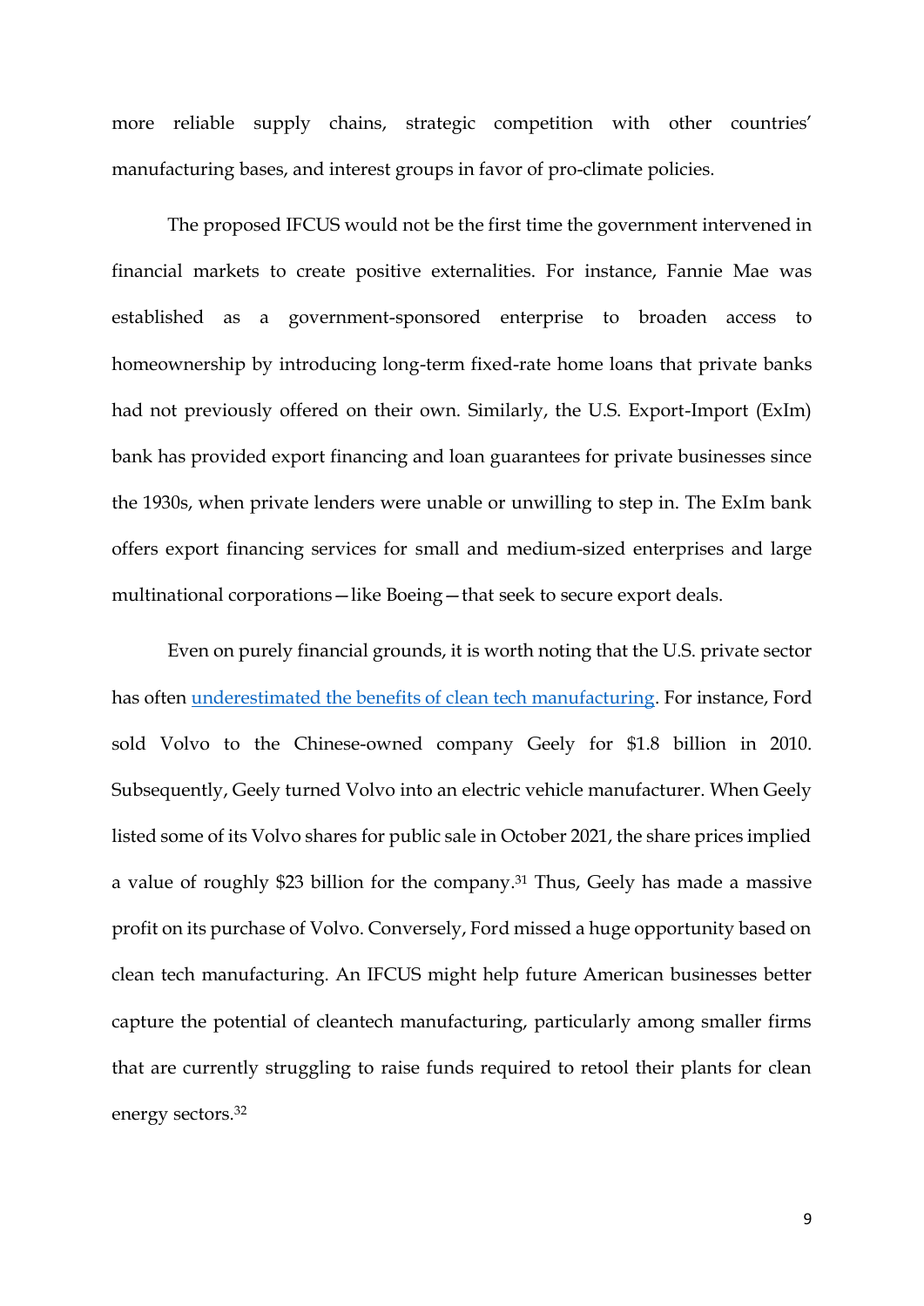more reliable supply chains, strategic competition with other countries' manufacturing bases, and interest groups in favor of pro-climate policies.

The proposed IFCUS would not be the first time the government intervened in financial markets to create positive externalities. For instance, Fannie Mae was established as a government-sponsored enterprise to broaden access to homeownership by introducing long-term fixed-rate home loans that private banks had not previously offered on their own. Similarly, the U.S. Export-Import (ExIm) bank has provided export financing and loan guarantees for private businesses since the 1930s, when private lenders were unable or unwilling to step in. The ExIm bank offers export financing services for small and medium-sized enterprises and large multinational corporations—like Boeing—that seek to secure export deals.

Even on purely financial grounds, it is worth noting that the U.S. private sector has often [underestimated the benefits of clean tech manufacturing](). For instance, Ford sold Volvo to the Chinese-owned company Geely for $1.8 billion in 2010. Subsequently, Geely turned Volvo into an electric vehicle manufacturer. When Geely listed some of its Volvo shares for public sale in October 2021, the share prices implied a value of roughly $23 billion for the company.[31] Thus, Geely has made a massive profit on its purchase of Volvo. Conversely, Ford missed a huge opportunity based on clean tech manufacturing. An IFCUS might help future American businesses better capture the potential of cleantech manufacturing, particularly among smaller firms that are currently struggling to raise funds required to retool their plants for clean energy sectors.[32]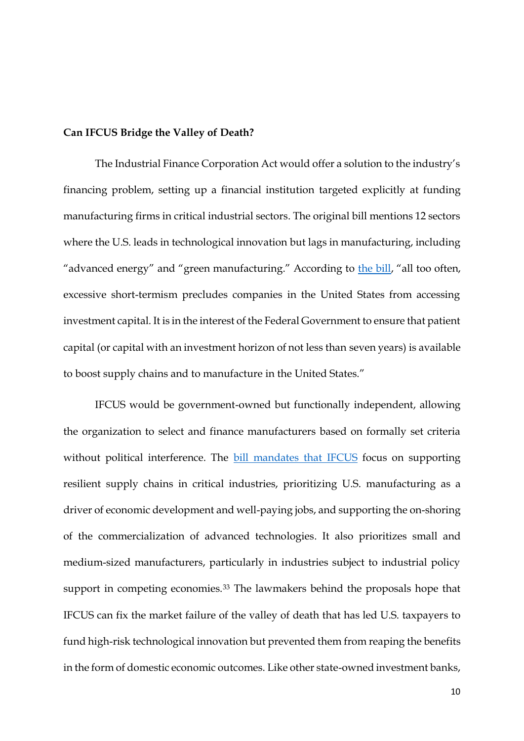**Can IFCUS Bridge the Valley of Death?**

The Industrial Finance Corporation Act would offer a solution to the industry's financing problem, setting up a financial institution targeted explicitly at funding manufacturing firms in critical industrial sectors. The original bill mentions 12 sectors where the U.S. leads in technological innovation but lags in manufacturing, including "advanced energy" and "green manufacturing." According to the bill, "all too often, excessive short-termism precludes companies in the United States from accessing investment capital. It is in the interest of the Federal Government to ensure that patient capital (or capital with an investment horizon of not less than seven years) is available to boost supply chains and to manufacture in the United States."

IFCUS would be government-owned but functionally independent, allowing the organization to select and finance manufacturers based on formally set criteria without political interference. The bill mandates that IFCUS focus on supporting resilient supply chains in critical industries, prioritizing U.S. manufacturing as a driver of economic development and well-paying jobs, and supporting the on-shoring of the commercialization of advanced technologies. It also prioritizes small and medium-sized manufacturers, particularly in industries subject to industrial policy support in competing economies.[33] The lawmakers behind the proposals hope that IFCUS can fix the market failure of the valley of death that has led U.S. taxpayers to fund high-risk technological innovation but prevented them from reaping the benefits in the form of domestic economic outcomes. Like other state-owned investment banks,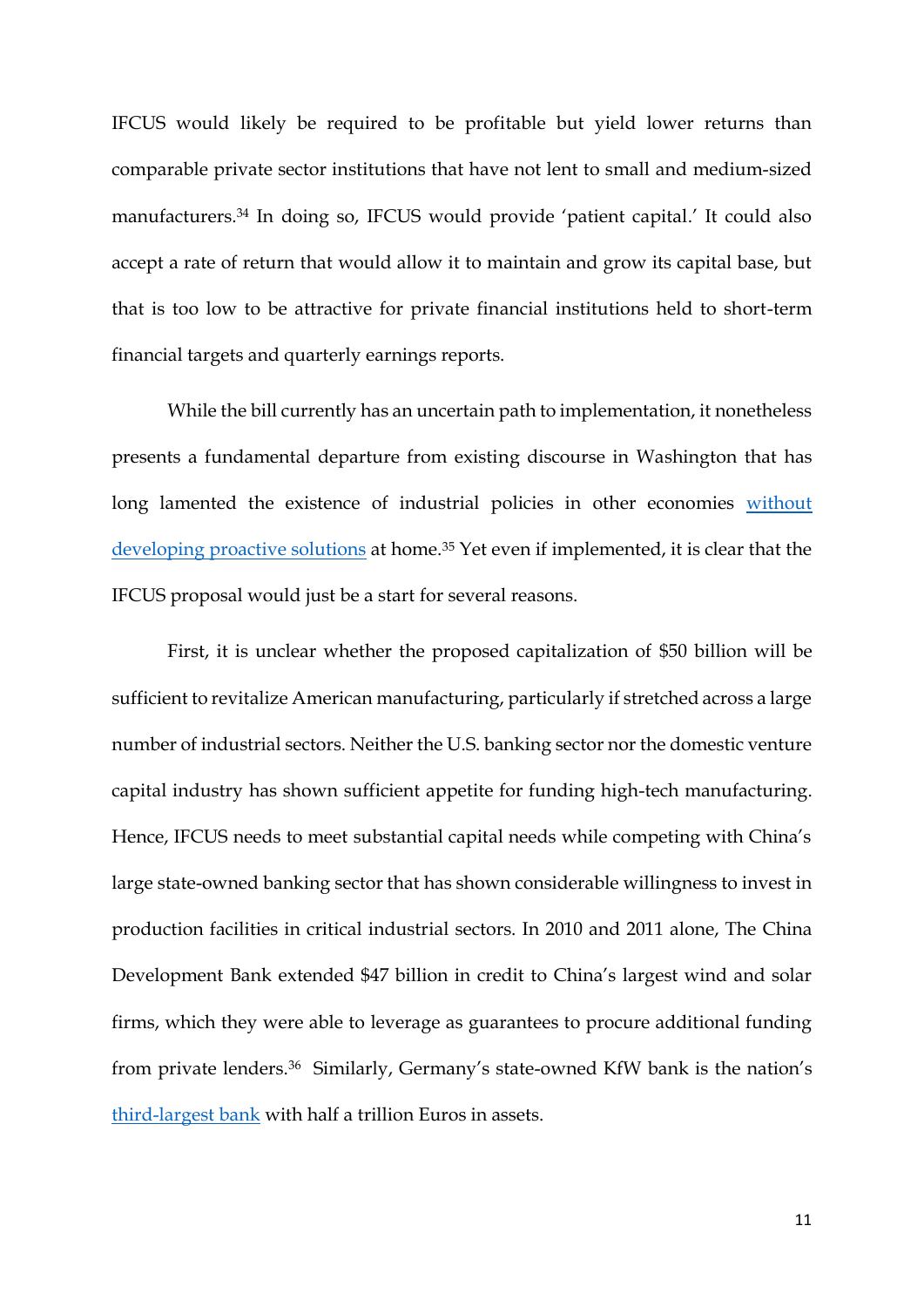IFCUS would likely be required to be profitable but yield lower returns than comparable private sector institutions that have not lent to small and medium-sized manufacturers.[34] In doing so, IFCUS would provide 'patient capital.' It could also accept a rate of return that would allow it to maintain and grow its capital base, but that is too low to be attractive for private financial institutions held to short-term financial targets and quarterly earnings reports.

While the bill currently has an uncertain path to implementation, it nonetheless presents a fundamental departure from existing discourse in Washington that has long lamented the existence of industrial policies in other economies without developing proactive solutions at home.[35] Yet even if implemented, it is clear that the IFCUS proposal would just be a start for several reasons.

First, it is unclear whether the proposed capitalization of $50 billion will be sufficient to revitalize American manufacturing, particularly if stretched across a large number of industrial sectors. Neither the U.S. banking sector nor the domestic venture capital industry has shown sufficient appetite for funding high-tech manufacturing. Hence, IFCUS needs to meet substantial capital needs while competing with China's large state-owned banking sector that has shown considerable willingness to invest in production facilities in critical industrial sectors. In 2010 and 2011 alone, The China Development Bank extended $47 billion in credit to China's largest wind and solar firms, which they were able to leverage as guarantees to procure additional funding from private lenders.[36] Similarly, Germany's state-owned KfW bank is the nation's third-largest bank with half a trillion Euros in assets.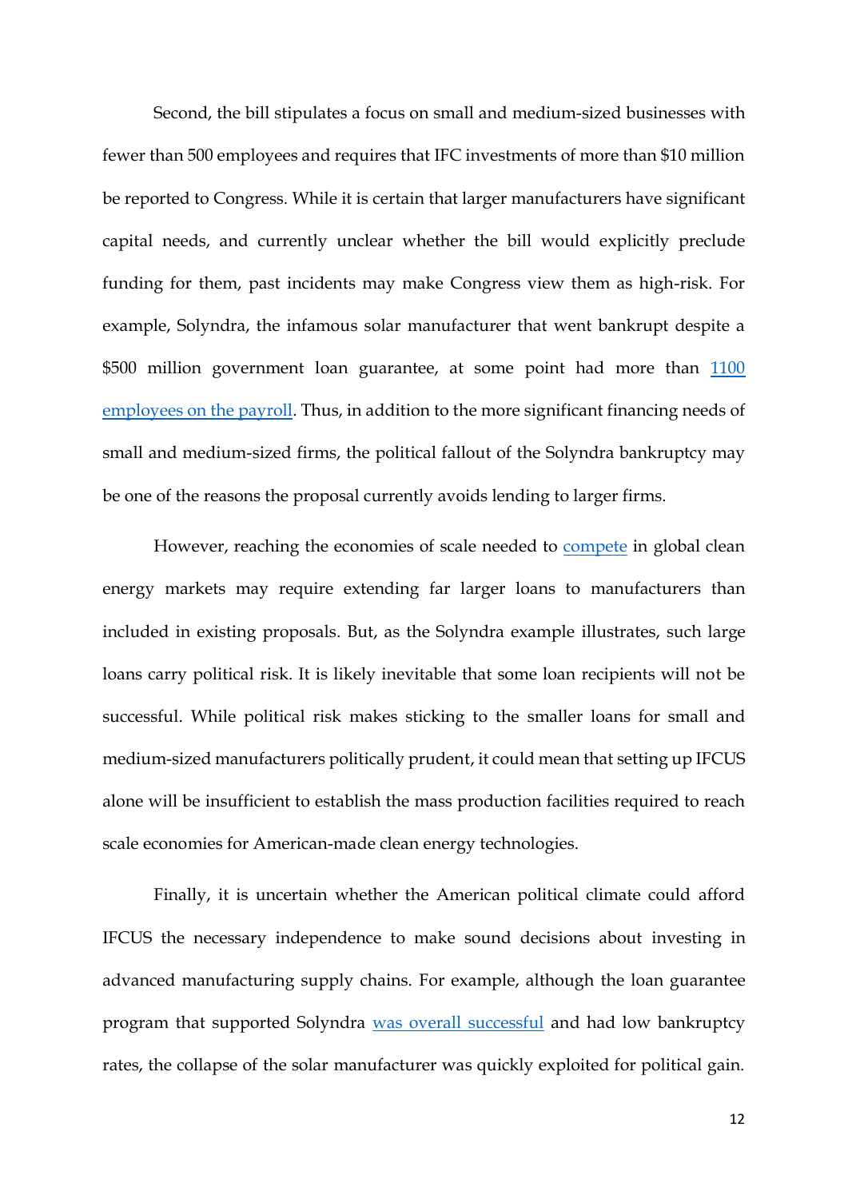Second, the bill stipulates a focus on small and medium-sized businesses with fewer than 500 employees and requires that IFC investments of more than $10 million be reported to Congress. While it is certain that larger manufacturers have significant capital needs, and currently unclear whether the bill would explicitly preclude funding for them, past incidents may make Congress view them as high-risk. For example, Solyndra, the infamous solar manufacturer that went bankrupt despite a $500 million government loan guarantee, at some point had more than 1100 employees on the payroll. Thus, in addition to the more significant financing needs of small and medium-sized firms, the political fallout of the Solyndra bankruptcy may be one of the reasons the proposal currently avoids lending to larger firms.

However, reaching the economies of scale needed to compete in global clean energy markets may require extending far larger loans to manufacturers than included in existing proposals. But, as the Solyndra example illustrates, such large loans carry political risk. It is likely inevitable that some loan recipients will not be successful. While political risk makes sticking to the smaller loans for small and medium-sized manufacturers politically prudent, it could mean that setting up IFCUS alone will be insufficient to establish the mass production facilities required to reach scale economies for American-made clean energy technologies.

Finally, it is uncertain whether the American political climate could afford IFCUS the necessary independence to make sound decisions about investing in advanced manufacturing supply chains. For example, although the loan guarantee program that supported Solyndra was overall successful and had low bankruptcy rates, the collapse of the solar manufacturer was quickly exploited for political gain.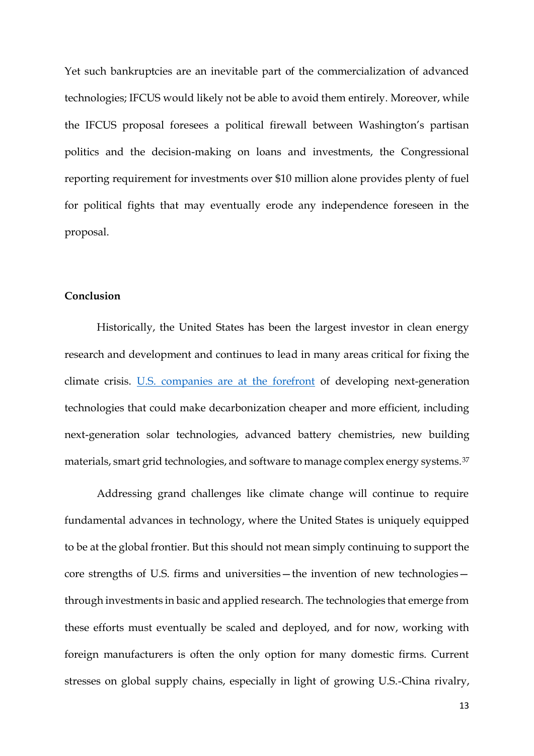Yet such bankruptcies are an inevitable part of the commercialization of advanced technologies; IFCUS would likely not be able to avoid them entirely. Moreover, while the IFCUS proposal foresees a political firewall between Washington's partisan politics and the decision-making on loans and investments, the Congressional reporting requirement for investments over $10 million alone provides plenty of fuel for political fights that may eventually erode any independence foreseen in the proposal.

## Conclusion

Historically, the United States has been the largest investor in clean energy research and development and continues to lead in many areas critical for fixing the climate crisis. U.S. companies are at the forefront of developing next-generation technologies that could make decarbonization cheaper and more efficient, including next-generation solar technologies, advanced battery chemistries, new building materials, smart grid technologies, and software to manage complex energy systems.[37]

Addressing grand challenges like climate change will continue to require fundamental advances in technology, where the United States is uniquely equipped to be at the global frontier. But this should not mean simply continuing to support the core strengths of U.S. firms and universities—the invention of new technologies—through investments in basic and applied research. The technologies that emerge from these efforts must eventually be scaled and deployed, and for now, working with foreign manufacturers is often the only option for many domestic firms. Current stresses on global supply chains, especially in light of growing U.S.-China rivalry,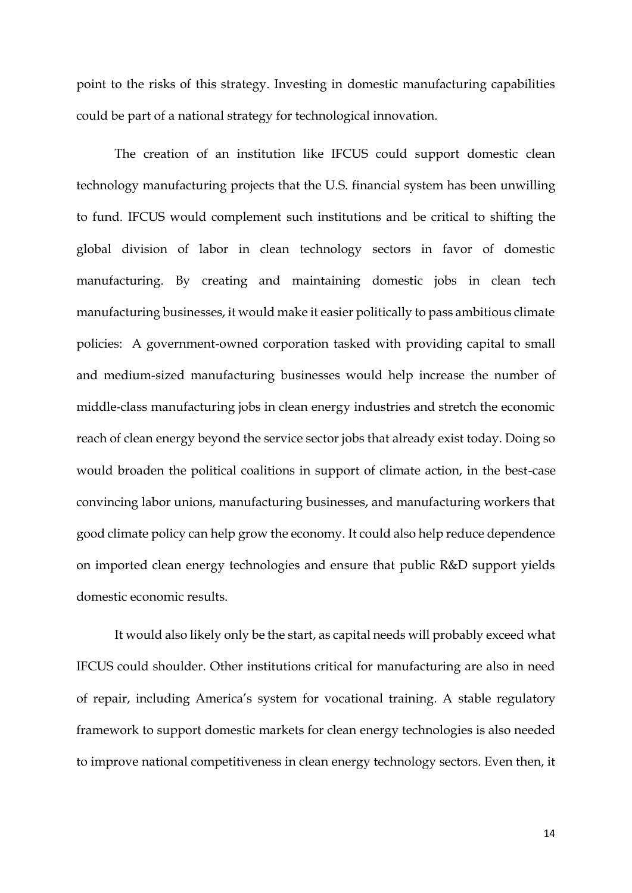point to the risks of this strategy. Investing in domestic manufacturing capabilities could be part of a national strategy for technological innovation.

The creation of an institution like IFCUS could support domestic clean technology manufacturing projects that the U.S. financial system has been unwilling to fund. IFCUS would complement such institutions and be critical to shifting the global division of labor in clean technology sectors in favor of domestic manufacturing. By creating and maintaining domestic jobs in clean tech manufacturing businesses, it would make it easier politically to pass ambitious climate policies: A government-owned corporation tasked with providing capital to small and medium-sized manufacturing businesses would help increase the number of middle-class manufacturing jobs in clean energy industries and stretch the economic reach of clean energy beyond the service sector jobs that already exist today. Doing so would broaden the political coalitions in support of climate action, in the best-case convincing labor unions, manufacturing businesses, and manufacturing workers that good climate policy can help grow the economy. It could also help reduce dependence on imported clean energy technologies and ensure that public R&D support yields domestic economic results.

It would also likely only be the start, as capital needs will probably exceed what IFCUS could shoulder. Other institutions critical for manufacturing are also in need of repair, including America's system for vocational training. A stable regulatory framework to support domestic markets for clean energy technologies is also needed to improve national competitiveness in clean energy technology sectors. Even then, it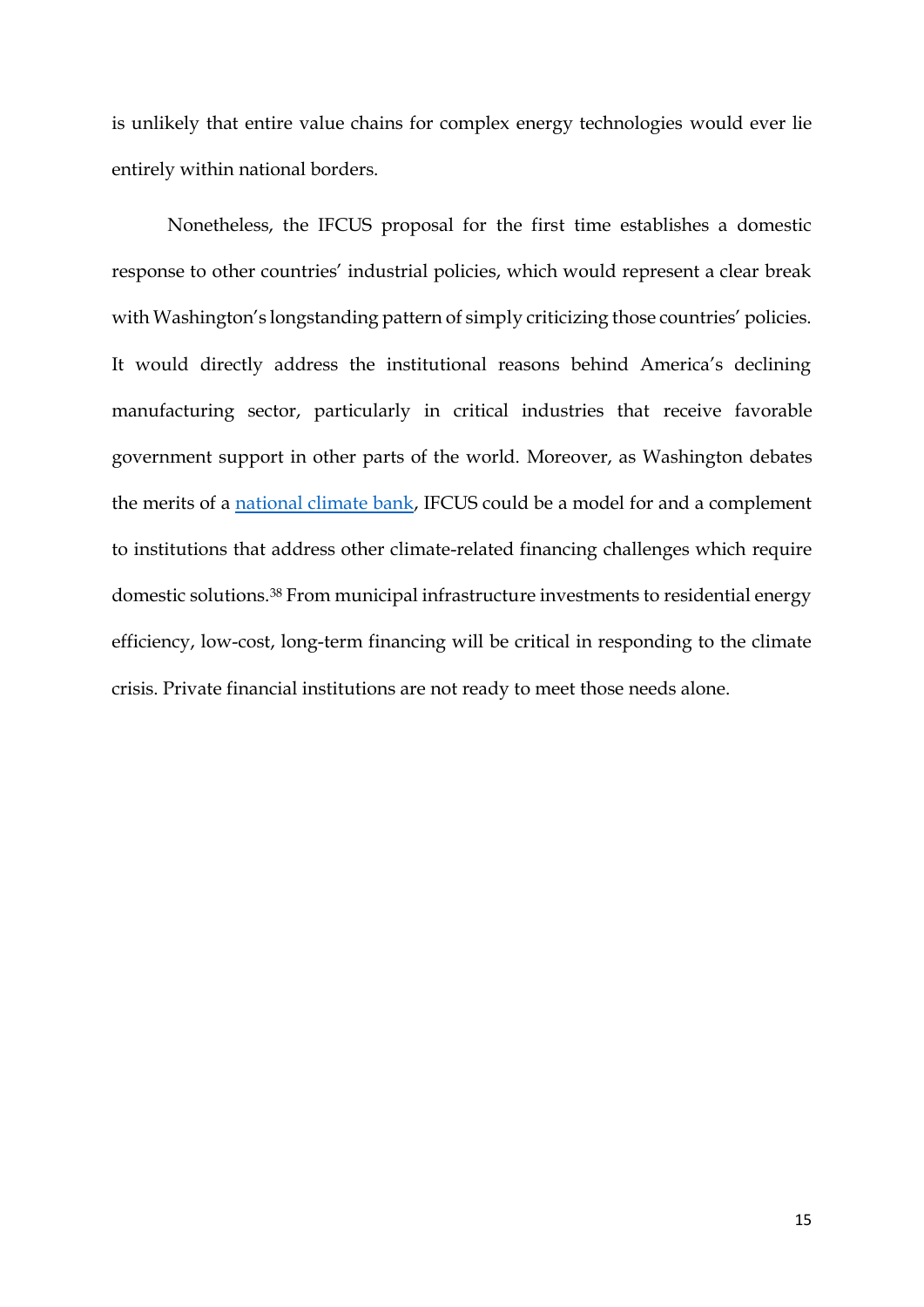is unlikely that entire value chains for complex energy technologies would ever lie entirely within national borders.

Nonetheless, the IFCUS proposal for the first time establishes a domestic response to other countries' industrial policies, which would represent a clear break with Washington's longstanding pattern of simply criticizing those countries' policies. It would directly address the institutional reasons behind America's declining manufacturing sector, particularly in critical industries that receive favorable government support in other parts of the world. Moreover, as Washington debates the merits of a national climate bank, IFCUS could be a model for and a complement to institutions that address other climate-related financing challenges which require domestic solutions.[38] From municipal infrastructure investments to residential energy efficiency, low-cost, long-term financing will be critical in responding to the climate crisis. Private financial institutions are not ready to meet those needs alone.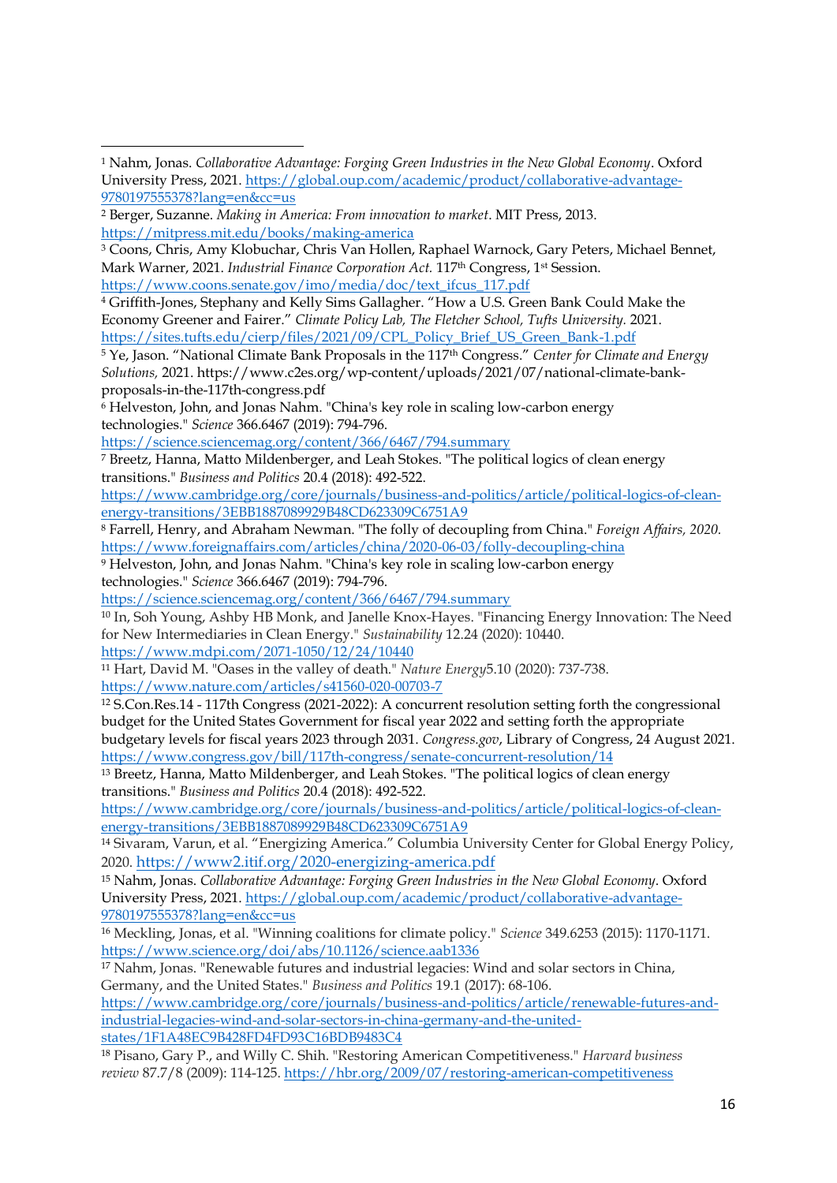[1] Nahm, Jonas. *Collaborative Advantage: Forging Green Industries in the New Global Economy*. Oxford University Press, 2021. https://global.oup.com/academic/product/collaborative-advantage-9780197555378?lang=en&cc=us

[2] Berger, Suzanne. *Making in America: From innovation to market*. MIT Press, 2013. https://mitpress.mit.edu/books/making-america

[3] Coons, Chris, Amy Klobuchar, Chris Van Hollen, Raphael Warnock, Gary Peters, Michael Bennet, Mark Warner, 2021. *Industrial Finance Corporation Act.* 117th Congress, 1st Session. https://www.coons.senate.gov/imo/media/doc/text_ifcus_117.pdf

[4] Griffith-Jones, Stephany and Kelly Sims Gallagher. "How a U.S. Green Bank Could Make the Economy Greener and Fairer." *Climate Policy Lab, The Fletcher School, Tufts University.* 2021. https://sites.tufts.edu/cierp/files/2021/09/CPL_Policy_Brief_US_Green_Bank-1.pdf

[5] Ye, Jason. "National Climate Bank Proposals in the 117th Congress." *Center for Climate and Energy Solutions,* 2021. https://www.c2es.org/wp-content/uploads/2021/07/national-climate-bank-proposals-in-the-117th-congress.pdf

[6] Helveston, John, and Jonas Nahm. "China's key role in scaling low-carbon energy technologies." *Science* 366.6467 (2019): 794-796. https://science.sciencemag.org/content/366/6467/794.summary

[7] Breetz, Hanna, Matto Mildenberger, and Leah Stokes. "The political logics of clean energy transitions." *Business and Politics* 20.4 (2018): 492-522. https://www.cambridge.org/core/journals/business-and-politics/article/political-logics-of-clean-energy-transitions/3EBB1887089929B48CD623309C6751A9

[8] Farrell, Henry, and Abraham Newman. "The folly of decoupling from China." *Foreign Affairs, 2020.* https://www.foreignaffairs.com/articles/china/2020-06-03/folly-decoupling-china

[9] Helveston, John, and Jonas Nahm. "China's key role in scaling low-carbon energy technologies." *Science* 366.6467 (2019): 794-796. https://science.sciencemag.org/content/366/6467/794.summary

[10] In, Soh Young, Ashby HB Monk, and Janelle Knox-Hayes. "Financing Energy Innovation: The Need for New Intermediaries in Clean Energy." *Sustainability* 12.24 (2020): 10440. https://www.mdpi.com/2071-1050/12/24/10440

[11] Hart, David M. "Oases in the valley of death." *Nature Energy*5.10 (2020): 737-738. https://www.nature.com/articles/s41560-020-00703-7

[12] S.Con.Res.14 - 117th Congress (2021-2022): A concurrent resolution setting forth the congressional budget for the United States Government for fiscal year 2022 and setting forth the appropriate budgetary levels for fiscal years 2023 through 2031. *Congress.gov*, Library of Congress, 24 August 2021. https://www.congress.gov/bill/117th-congress/senate-concurrent-resolution/14

[13] Breetz, Hanna, Matto Mildenberger, and Leah Stokes. "The political logics of clean energy transitions." *Business and Politics* 20.4 (2018): 492-522. https://www.cambridge.org/core/journals/business-and-politics/article/political-logics-of-clean-energy-transitions/3EBB1887089929B48CD623309C6751A9

[14] Sivaram, Varun, et al. "Energizing America." Columbia University Center for Global Energy Policy, 2020. https://www2.itif.org/2020-energizing-america.pdf

[15] Nahm, Jonas. *Collaborative Advantage: Forging Green Industries in the New Global Economy*. Oxford University Press, 2021. https://global.oup.com/academic/product/collaborative-advantage-9780197555378?lang=en&cc=us

[16] Meckling, Jonas, et al. "Winning coalitions for climate policy." *Science* 349.6253 (2015): 1170-1171. https://www.science.org/doi/abs/10.1126/science.aab1336

[17] Nahm, Jonas. "Renewable futures and industrial legacies: Wind and solar sectors in China, Germany, and the United States." *Business and Politics* 19.1 (2017): 68-106. https://www.cambridge.org/core/journals/business-and-politics/article/renewable-futures-and-industrial-legacies-wind-and-solar-sectors-in-china-germany-and-the-united-states/1F1A48EC9B428FD4FD93C16BDB9483C4

[18] Pisano, Gary P., and Willy C. Shih. "Restoring American Competitiveness." *Harvard business review* 87.7/8 (2009): 114-125. https://hbr.org/2009/07/restoring-american-competitiveness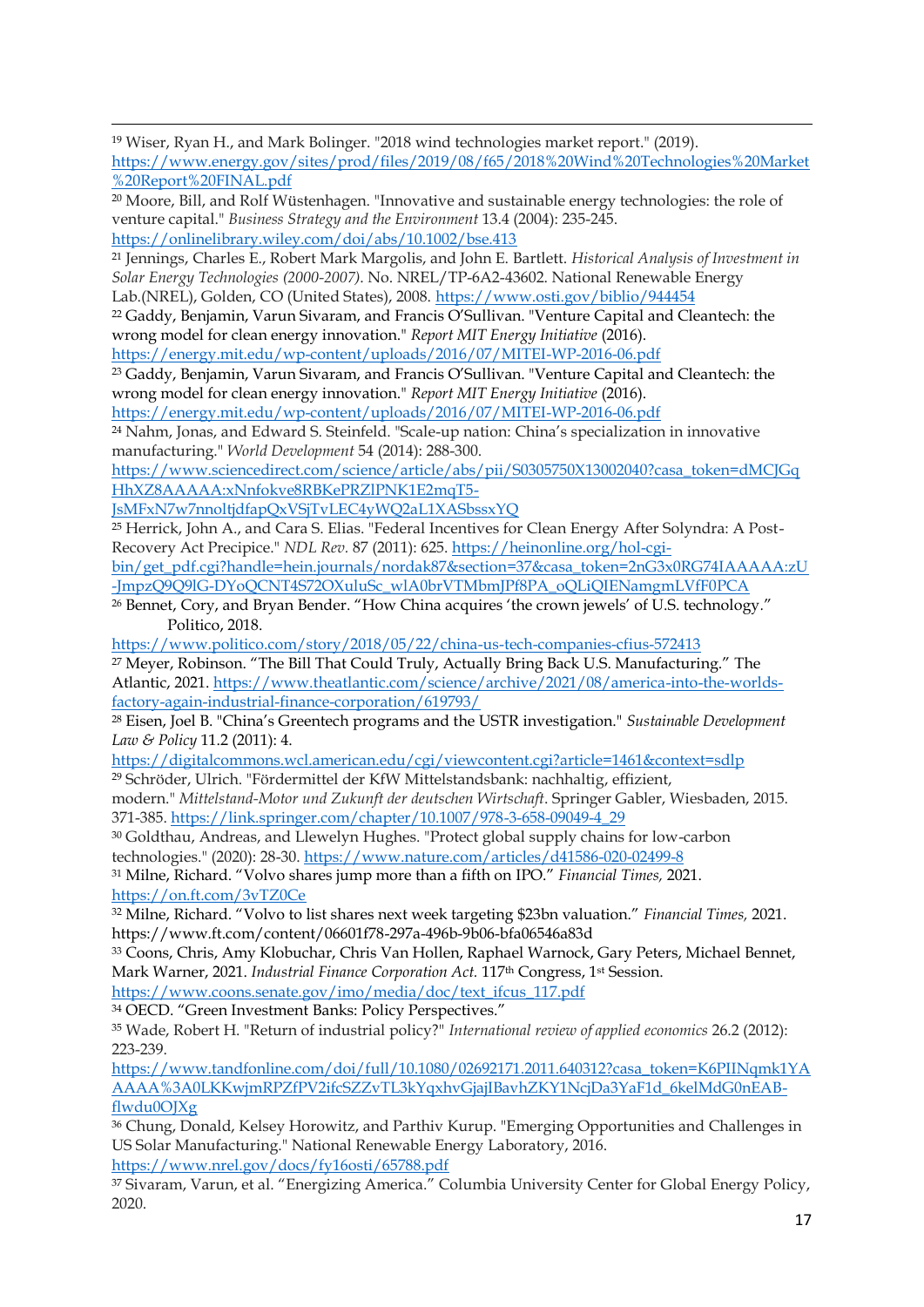[19] Wiser, Ryan H., and Mark Bolinger. "2018 wind technologies market report." (2019). https://www.energy.gov/sites/prod/files/2019/08/f65/2018%20Wind%20Technologies%20Market%20Report%20FINAL.pdf

[20] Moore, Bill, and Rolf Wüstenhagen. "Innovative and sustainable energy technologies: the role of venture capital." *Business Strategy and the Environment* 13.4 (2004): 235-245. https://onlinelibrary.wiley.com/doi/abs/10.1002/bse.413

[21] Jennings, Charles E., Robert Mark Margolis, and John E. Bartlett. *Historical Analysis of Investment in Solar Energy Technologies (2000-2007)*. No. NREL/TP-6A2-43602. National Renewable Energy Lab.(NREL), Golden, CO (United States), 2008. https://www.osti.gov/biblio/944454

[22] Gaddy, Benjamin, Varun Sivaram, and Francis O'Sullivan. "Venture Capital and Cleantech: the wrong model for clean energy innovation." *Report MIT Energy Initiative* (2016). https://energy.mit.edu/wp-content/uploads/2016/07/MITEI-WP-2016-06.pdf

[23] Gaddy, Benjamin, Varun Sivaram, and Francis O'Sullivan. "Venture Capital and Cleantech: the wrong model for clean energy innovation." *Report MIT Energy Initiative* (2016). https://energy.mit.edu/wp-content/uploads/2016/07/MITEI-WP-2016-06.pdf

[24] Nahm, Jonas, and Edward S. Steinfeld. "Scale-up nation: China's specialization in innovative manufacturing." *World Development* 54 (2014): 288-300. https://www.sciencedirect.com/science/article/abs/pii/S0305750X13002040?casa_token=dMCJGqHhXZ8AAAAA:xNnfokve8RBKePRZlPNK1E2mqT5-JsMFxN7w7nnoltjdfapQxVSjTvLEC4yWQ2aL1XASbssxYQ

[25] Herrick, John A., and Cara S. Elias. "Federal Incentives for Clean Energy After Solyndra: A Post-Recovery Act Precipice." *NDL Rev.* 87 (2011): 625. https://heinonline.org/hol-cgi-bin/get_pdf.cgi?handle=hein.journals/nordak87&section=37&casa_token=2nG3x0RG74IAAAAA:zU-JmpzQ9Q9lG-DYoQCNT4S72OXuluSc_wlA0brVTMbmJPf8PA_oQLiQIENamgmLVfF0PCA

[26] Bennet, Cory, and Bryan Bender. "How China acquires 'the crown jewels' of U.S. technology." Politico, 2018. https://www.politico.com/story/2018/05/22/china-us-tech-companies-cfius-572413

[27] Meyer, Robinson. "The Bill That Could Truly, Actually Bring Back U.S. Manufacturing." The Atlantic, 2021. https://www.theatlantic.com/science/archive/2021/08/america-into-the-worlds-factory-again-industrial-finance-corporation/619793/

[28] Eisen, Joel B. "China's Greentech programs and the USTR investigation." *Sustainable Development Law & Policy* 11.2 (2011): 4. https://digitalcommons.wcl.american.edu/cgi/viewcontent.cgi?article=1461&context=sdlp

[29] Schröder, Ulrich. "Fördermittel der KfW Mittelstandsbank: nachhaltig, effizient, modern." *Mittelstand-Motor und Zukunft der deutschen Wirtschaft*. Springer Gabler, Wiesbaden, 2015. 371-385. https://link.springer.com/chapter/10.1007/978-3-658-09049-4_29

[30] Goldthau, Andreas, and Llewelyn Hughes. "Protect global supply chains for low-carbon technologies." (2020): 28-30. https://www.nature.com/articles/d41586-020-02499-8

[31] Milne, Richard. "Volvo shares jump more than a fifth on IPO." *Financial Times,* 2021. https://on.ft.com/3vTZ0Ce

[32] Milne, Richard. "Volvo to list shares next week targeting $23bn valuation." *Financial Times,* 2021. https://www.ft.com/content/06601f78-297a-496b-9b06-bfa06546a83d

[33] Coons, Chris, Amy Klobuchar, Chris Van Hollen, Raphael Warnock, Gary Peters, Michael Bennet, Mark Warner, 2021. *Industrial Finance Corporation Act.* 117th Congress, 1st Session. https://www.coons.senate.gov/imo/media/doc/text_ifcus_117.pdf

[34] OECD. "Green Investment Banks: Policy Perspectives."

[35] Wade, Robert H. "Return of industrial policy?" *International review of applied economics* 26.2 (2012): 223-239. https://www.tandfonline.com/doi/full/10.1080/02692171.2011.640312?casa_token=K6PIINqmk1YAAAAA%3A0LKKwjmRPZfPV2ifcSZZvTL3kYqxhvGjajIBavhZKY1NcjDa3YaF1d_6kelMdG0nEAB-flwdu0OJXg

[36] Chung, Donald, Kelsey Horowitz, and Parthiv Kurup. "Emerging Opportunities and Challenges in US Solar Manufacturing." National Renewable Energy Laboratory, 2016. https://www.nrel.gov/docs/fy16osti/65788.pdf

[37] Sivaram, Varun, et al. "Energizing America." Columbia University Center for Global Energy Policy, 2020.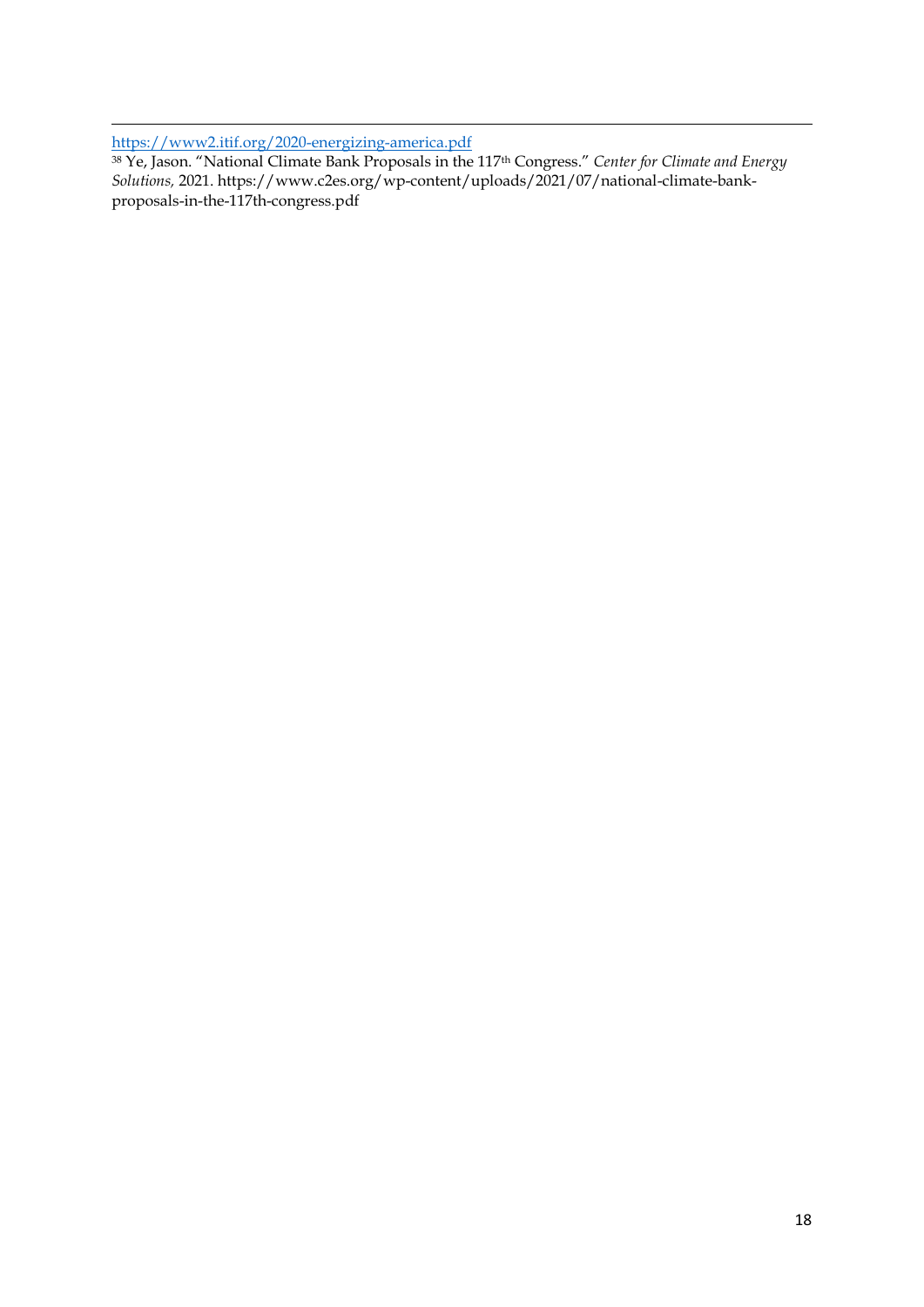https://www2.itif.org/2020-energizing-america.pdf

[38] Ye, Jason. "National Climate Bank Proposals in the 117th Congress." *Center for Climate and Energy Solutions,* 2021. https://www.c2es.org/wp-content/uploads/2021/07/national-climate-bank-proposals-in-the-117th-congress.pdf